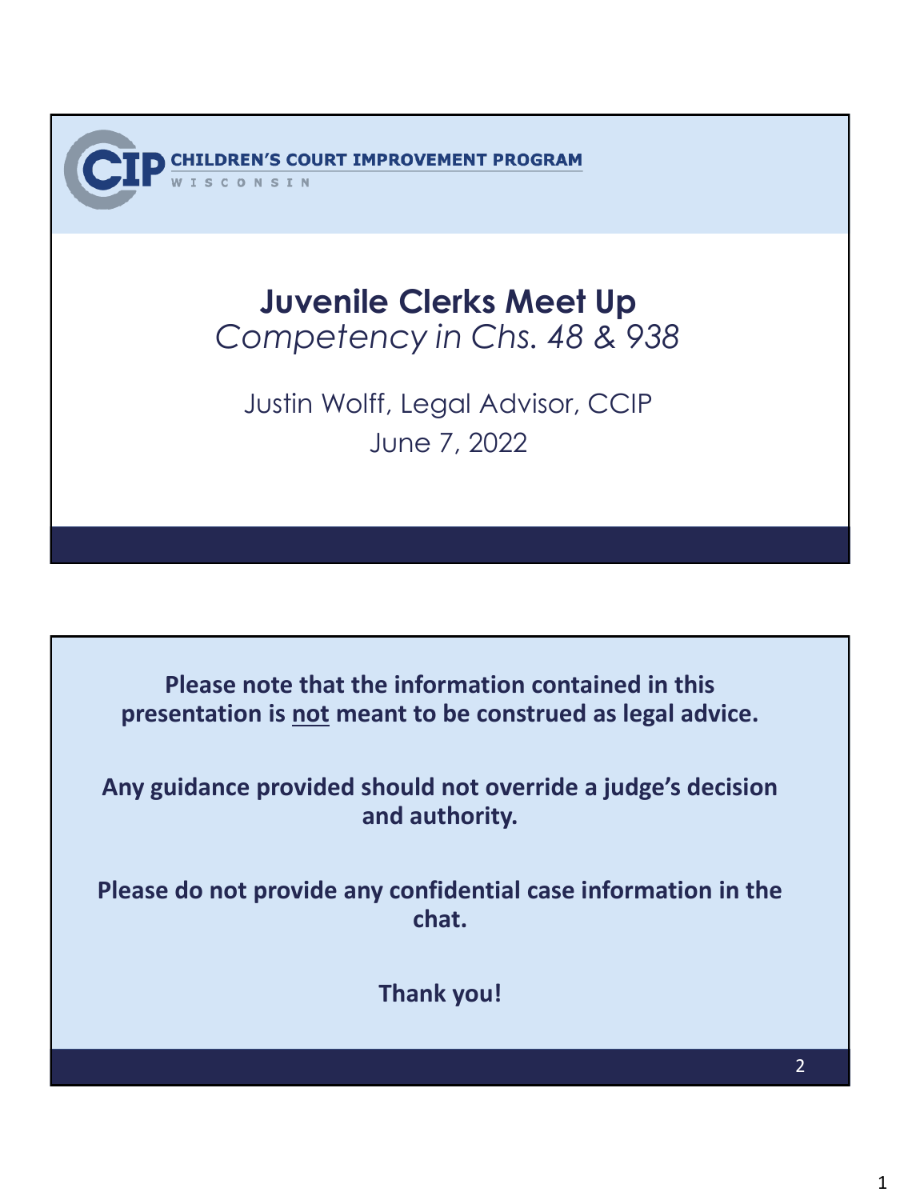CHILDREN'S COURT IMPROVEMENT PROGRAM

WISCONSIN

# Juvenile Clerks Meet Up

*Competency in Chs. 48 & 938*

Justin Wolff, Legal Advisor, CCIP

June 7, 2022

---

**Please note that the information contained in this presentation is not meant to be construed as legal advice.**

**Any guidance provided should not override a judge's decision and authority.**

**Please do not provide any confidential case information in the chat.**

**Thank you!**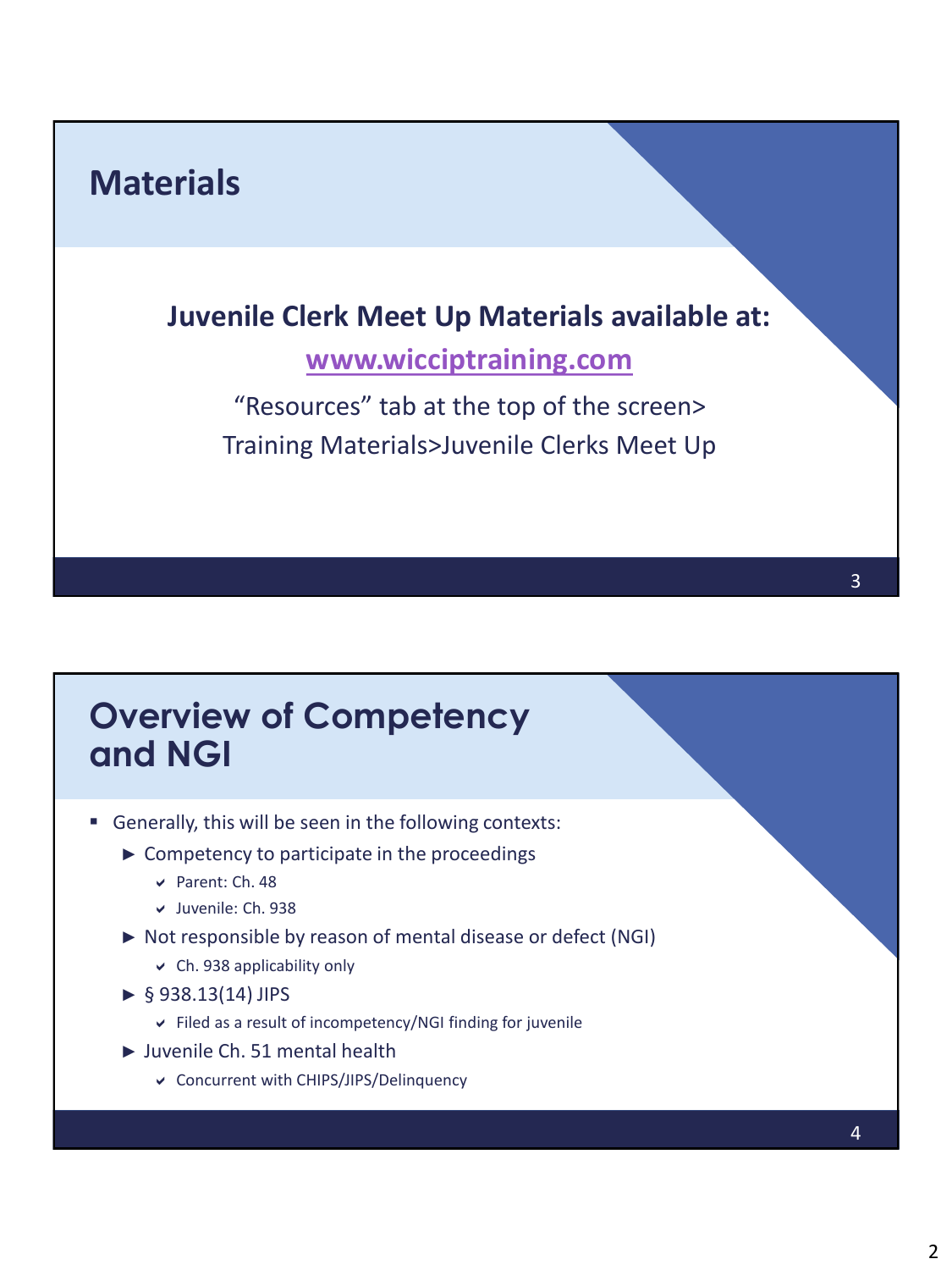## Materials

**Juvenile Clerk Meet Up Materials available at:**

**[www.wicciptraining.com](http://www.wicciptraining.com)**

"Resources" tab at the top of the screen> Training Materials>Juvenile Clerks Meet Up

## Overview of Competency and NGI

- Generally, this will be seen in the following contexts:
  - Competency to participate in the proceedings
    - Parent: Ch. 48
    - Juvenile: Ch. 938
  - Not responsible by reason of mental disease or defect (NGI)
    - Ch. 938 applicability only
  - § 938.13(14) JIPS
    - Filed as a result of incompetency/NGI finding for juvenile
  - Juvenile Ch. 51 mental health
    - Concurrent with CHIPS/JIPS/Delinquency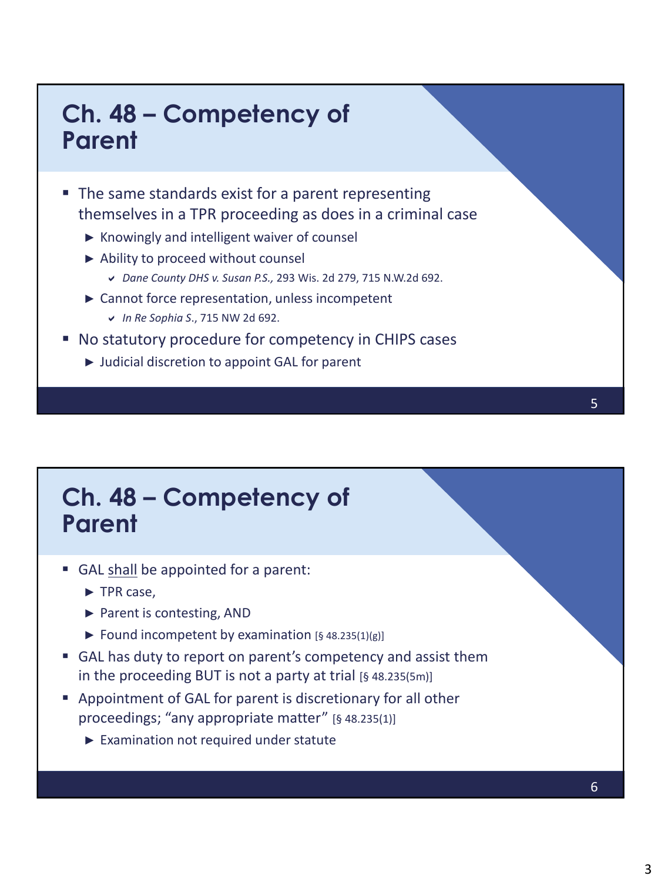## Ch. 48 – Competency of Parent

- The same standards exist for a parent representing themselves in a TPR proceeding as does in a criminal case
  - Knowingly and intelligent waiver of counsel
  - Ability to proceed without counsel
    - *Dane County DHS v. Susan P.S.,* 293 Wis. 2d 279, 715 N.W.2d 692.
  - Cannot force representation, unless incompetent
    - *In Re Sophia S*., 715 NW 2d 692.
- No statutory procedure for competency in CHIPS cases
  - Judicial discretion to appoint GAL for parent

## Ch. 48 – Competency of Parent

- GAL <u>shall</u> be appointed for a parent:
  - TPR case,
  - Parent is contesting, AND
  - Found incompetent by examination [§ 48.235(1)(g)]
- GAL has duty to report on parent's competency and assist them in the proceeding BUT is not a party at trial [§ 48.235(5m)]
- Appointment of GAL for parent is discretionary for all other proceedings; "any appropriate matter" [§ 48.235(1)]
  - Examination not required under statute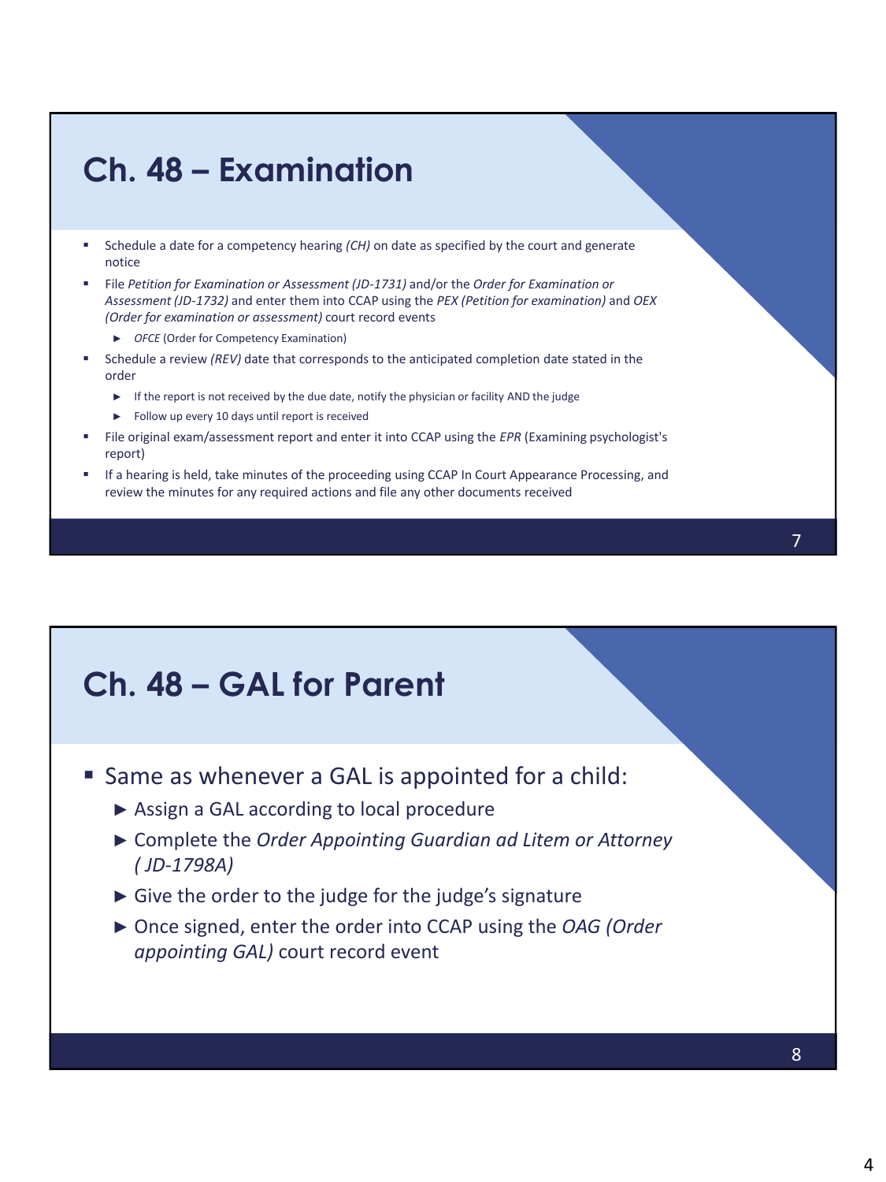## Ch. 48 – Examination

- Schedule a date for a competency hearing *(CH)* on date as specified by the court and generate notice
- File *Petition for Examination or Assessment (JD-1731)* and/or the *Order for Examination or Assessment (JD-1732)* and enter them into CCAP using the *PEX (Petition for examination)* and *OEX (Order for examination or assessment)* court record events
  - *OFCE* (Order for Competency Examination)
- Schedule a review *(REV)* date that corresponds to the anticipated completion date stated in the order
  - If the report is not received by the due date, notify the physician or facility AND the judge
  - Follow up every 10 days until report is received
- File original exam/assessment report and enter it into CCAP using the *EPR* (Examining psychologist's report)
- If a hearing is held, take minutes of the proceeding using CCAP In Court Appearance Processing, and review the minutes for any required actions and file any other documents received

## Ch. 48 – GAL for Parent

- Same as whenever a GAL is appointed for a child:
  - Assign a GAL according to local procedure
  - Complete the *Order Appointing Guardian ad Litem or Attorney ( JD-1798A)*
  - Give the order to the judge for the judge's signature
  - Once signed, enter the order into CCAP using the *OAG (Order appointing GAL)* court record event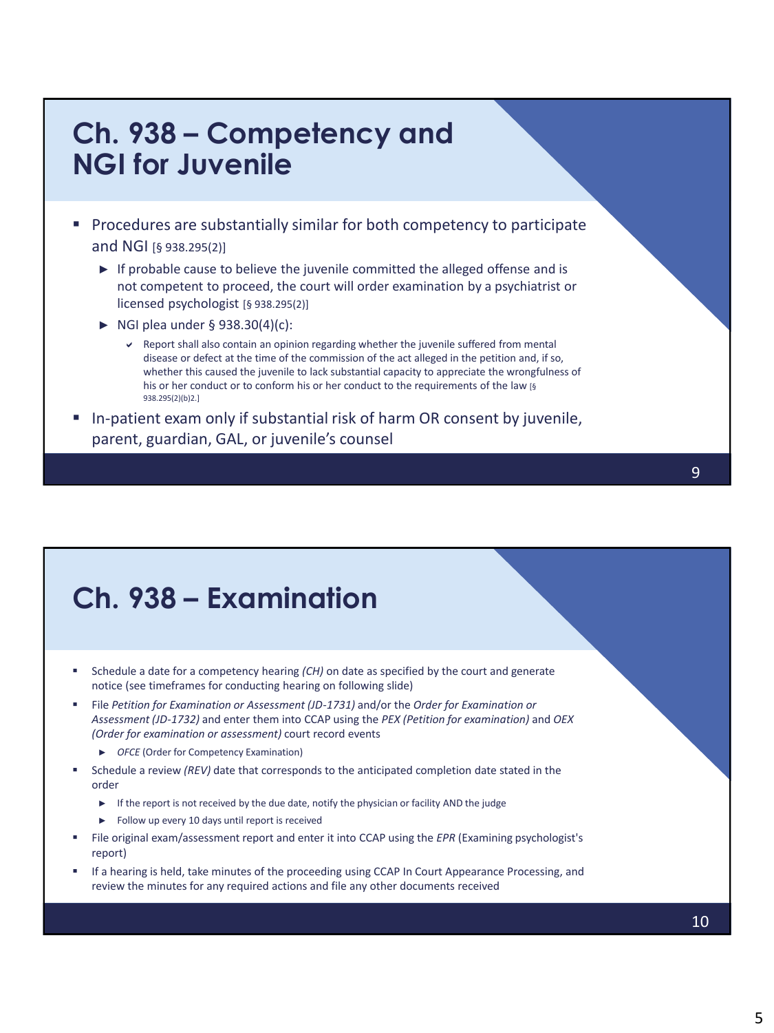## Ch. 938 – Competency and NGI for Juvenile

- Procedures are substantially similar for both competency to participate and NGI [§ 938.295(2)]
  - If probable cause to believe the juvenile committed the alleged offense and is not competent to proceed, the court will order examination by a psychiatrist or licensed psychologist [§ 938.295(2)]
  - NGI plea under § 938.30(4)(c):
    - Report shall also contain an opinion regarding whether the juvenile suffered from mental disease or defect at the time of the commission of the act alleged in the petition and, if so, whether this caused the juvenile to lack substantial capacity to appreciate the wrongfulness of his or her conduct or to conform his or her conduct to the requirements of the law [§ 938.295(2)(b)2.]
- In-patient exam only if substantial risk of harm OR consent by juvenile, parent, guardian, GAL, or juvenile's counsel

## Ch. 938 – Examination

- Schedule a date for a competency hearing *(CH)* on date as specified by the court and generate notice (see timeframes for conducting hearing on following slide)
- File *Petition for Examination or Assessment (JD-1731)* and/or the *Order for Examination or Assessment (JD-1732)* and enter them into CCAP using the *PEX (Petition for examination)* and *OEX (Order for examination or assessment)* court record events
  - *OFCE* (Order for Competency Examination)
- Schedule a review *(REV)* date that corresponds to the anticipated completion date stated in the order
  - If the report is not received by the due date, notify the physician or facility AND the judge
  - Follow up every 10 days until report is received
- File original exam/assessment report and enter it into CCAP using the *EPR* (Examining psychologist's report)
- If a hearing is held, take minutes of the proceeding using CCAP In Court Appearance Processing, and review the minutes for any required actions and file any other documents received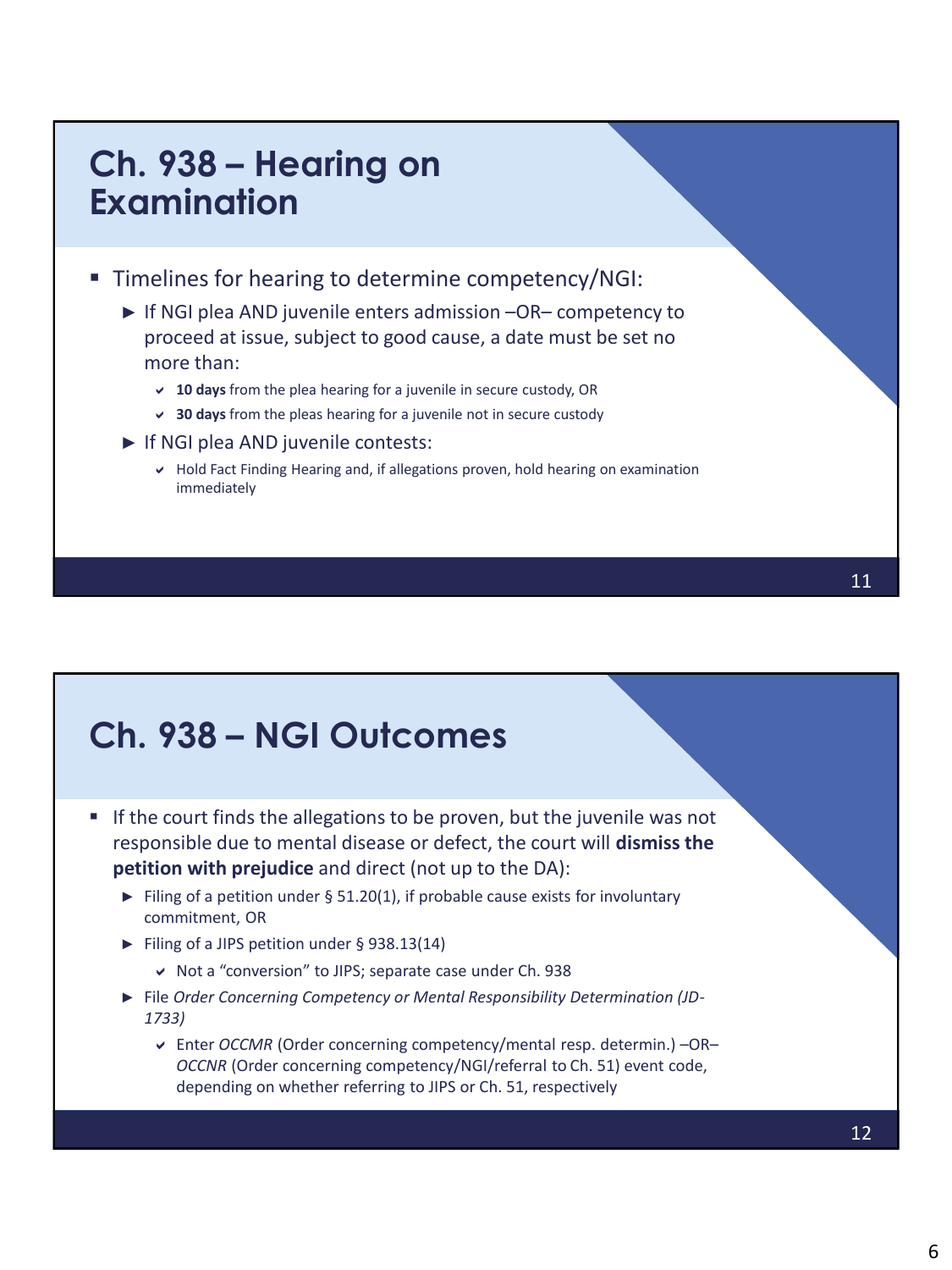## Ch. 938 – Hearing on Examination

- Timelines for hearing to determine competency/NGI:
  - If NGI plea AND juvenile enters admission –OR– competency to proceed at issue, subject to good cause, a date must be set no more than:
    - **10 days** from the plea hearing for a juvenile in secure custody, OR
    - **30 days** from the pleas hearing for a juvenile not in secure custody
  - If NGI plea AND juvenile contests:
    - Hold Fact Finding Hearing and, if allegations proven, hold hearing on examination immediately

## Ch. 938 – NGI Outcomes

- If the court finds the allegations to be proven, but the juvenile was not responsible due to mental disease or defect, the court will **dismiss the petition with prejudice** and direct (not up to the DA):
  - Filing of a petition under § 51.20(1), if probable cause exists for involuntary commitment, OR
  - Filing of a JIPS petition under § 938.13(14)
    - Not a "conversion" to JIPS; separate case under Ch. 938
  - File *Order Concerning Competency or Mental Responsibility Determination (JD-1733)*
    - Enter *OCCMR* (Order concerning competency/mental resp. determin.) –OR– *OCCNR* (Order concerning competency/NGI/referral to Ch. 51) event code, depending on whether referring to JIPS or Ch. 51, respectively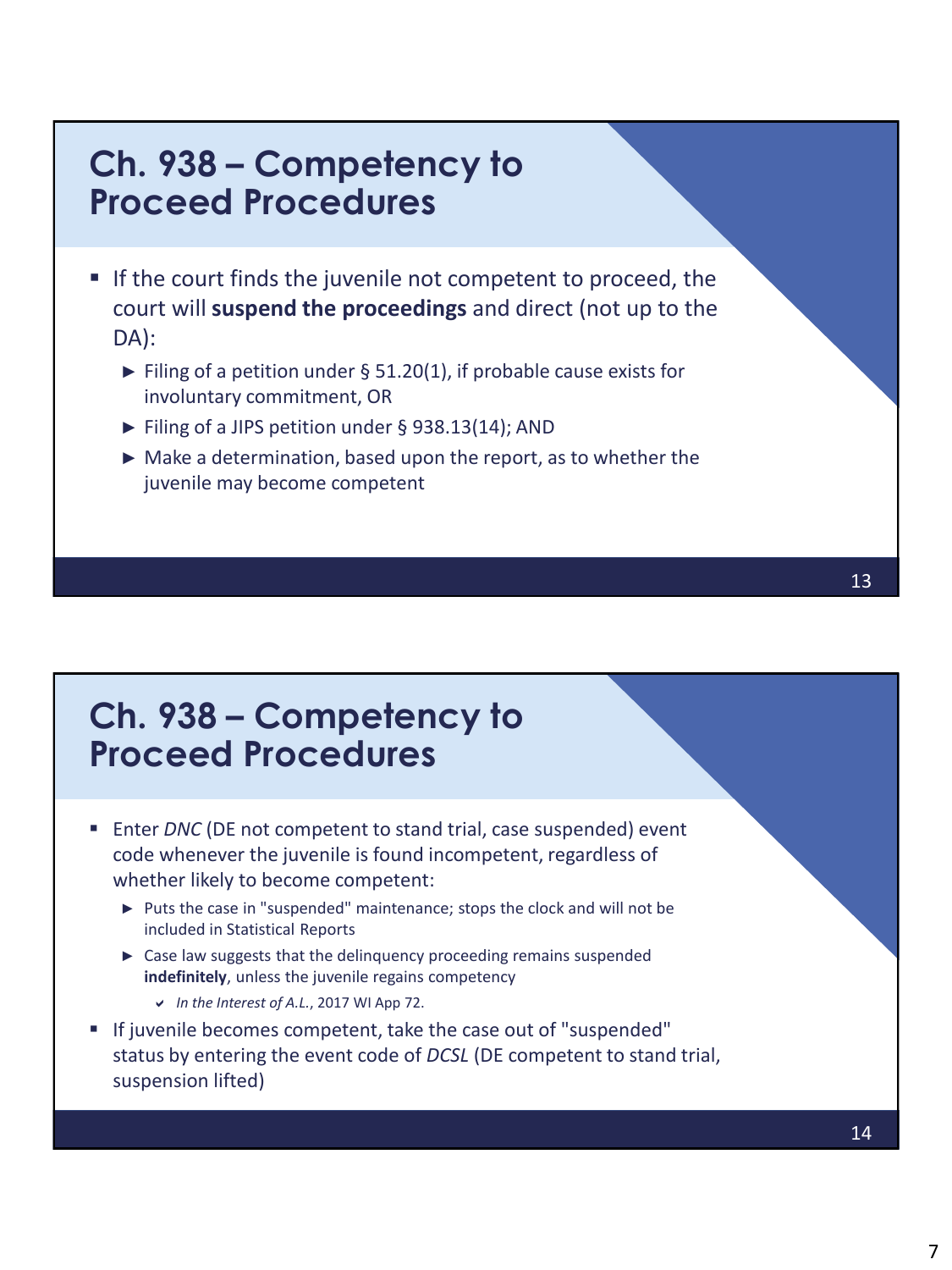## Ch. 938 – Competency to Proceed Procedures

- If the court finds the juvenile not competent to proceed, the court will **suspend the proceedings** and direct (not up to the DA):
  - Filing of a petition under § 51.20(1), if probable cause exists for involuntary commitment, OR
  - Filing of a JIPS petition under § 938.13(14); AND
  - Make a determination, based upon the report, as to whether the juvenile may become competent

## Ch. 938 – Competency to Proceed Procedures

- Enter *DNC* (DE not competent to stand trial, case suspended) event code whenever the juvenile is found incompetent, regardless of whether likely to become competent:
  - Puts the case in "suspended" maintenance; stops the clock and will not be included in Statistical Reports
  - Case law suggests that the delinquency proceeding remains suspended **indefinitely**, unless the juvenile regains competency
    - *In the Interest of A.L.*, 2017 WI App 72.
- If juvenile becomes competent, take the case out of "suspended" status by entering the event code of *DCSL* (DE competent to stand trial, suspension lifted)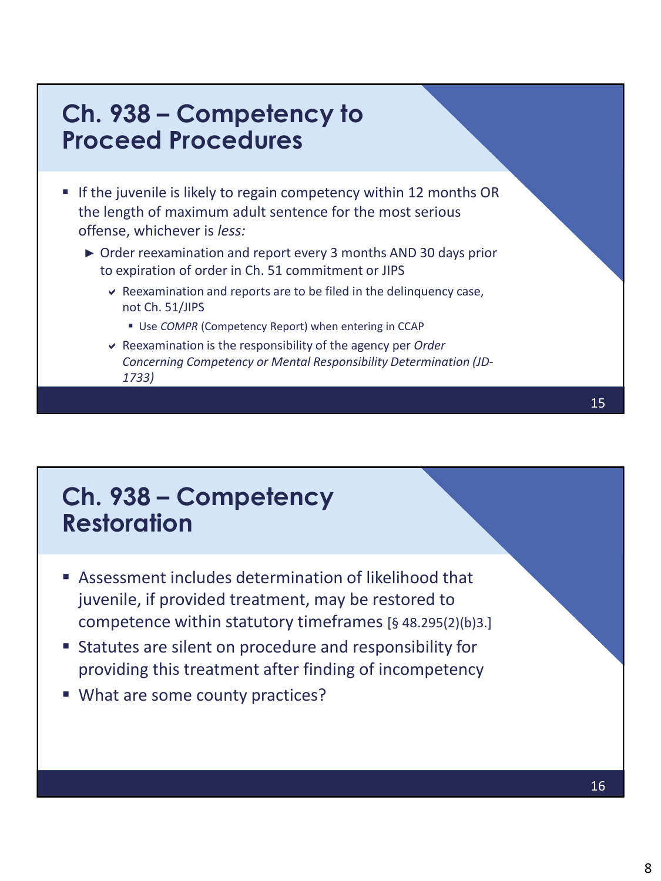## Ch. 938 – Competency to Proceed Procedures

- If the juvenile is likely to regain competency within 12 months OR the length of maximum adult sentence for the most serious offense, whichever is *less:*
  - Order reexamination and report every 3 months AND 30 days prior to expiration of order in Ch. 51 commitment or JIPS
    - Reexamination and reports are to be filed in the delinquency case, not Ch. 51/JIPS
      - Use *COMPR* (Competency Report) when entering in CCAP
    - Reexamination is the responsibility of the agency per *Order Concerning Competency or Mental Responsibility Determination (JD-1733)*

## Ch. 938 – Competency Restoration

- Assessment includes determination of likelihood that juvenile, if provided treatment, may be restored to competence within statutory timeframes [§ 48.295(2)(b)3.]
- Statutes are silent on procedure and responsibility for providing this treatment after finding of incompetency
- What are some county practices?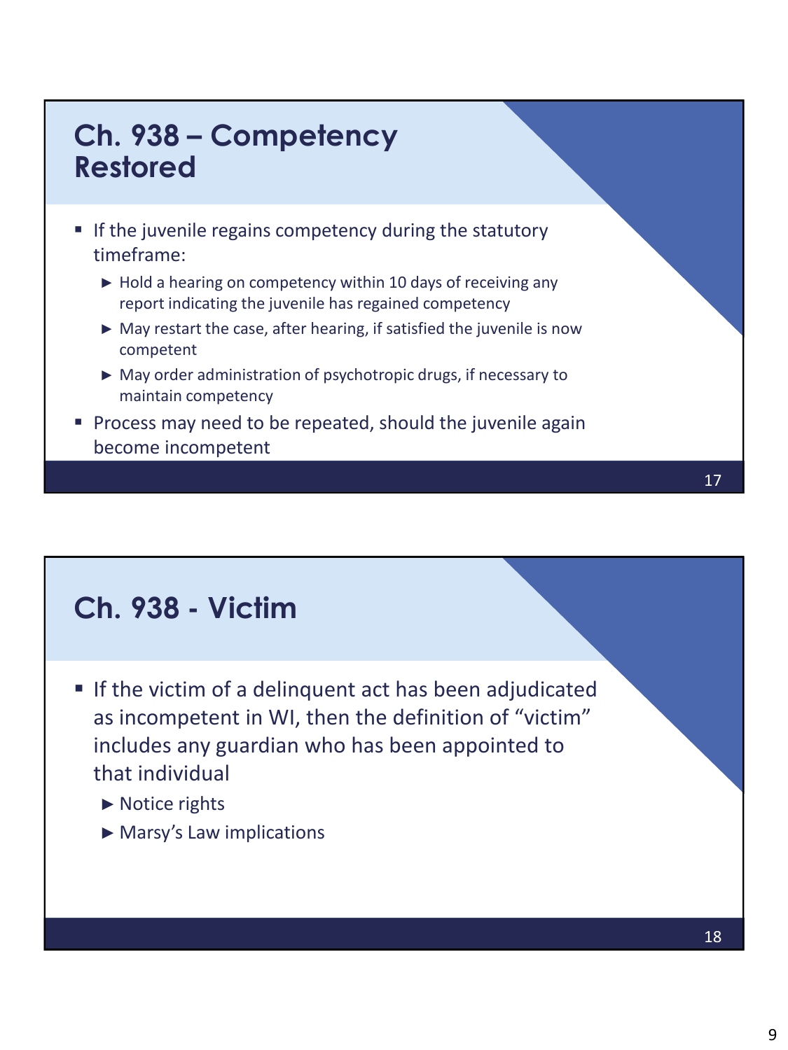## Ch. 938 – Competency Restored

- If the juvenile regains competency during the statutory timeframe:
  - Hold a hearing on competency within 10 days of receiving any report indicating the juvenile has regained competency
  - May restart the case, after hearing, if satisfied the juvenile is now competent
  - May order administration of psychotropic drugs, if necessary to maintain competency
- Process may need to be repeated, should the juvenile again become incompetent

## Ch. 938 - Victim

- If the victim of a delinquent act has been adjudicated as incompetent in WI, then the definition of "victim" includes any guardian who has been appointed to that individual
  - Notice rights
  - Marsy's Law implications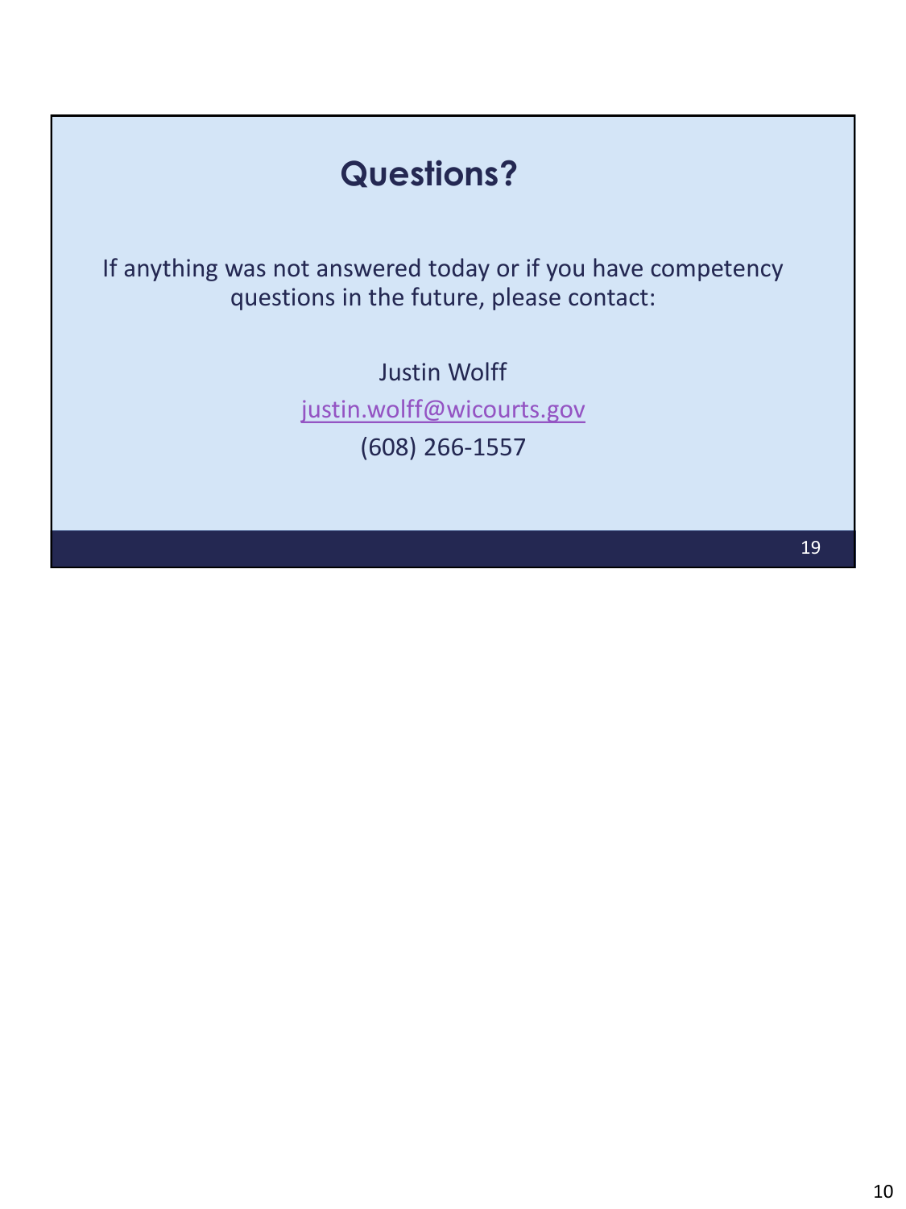# Questions?

If anything was not answered today or if you have competency questions in the future, please contact:

Justin Wolff

justin.wolff@wicourts.gov

(608) 266-1557